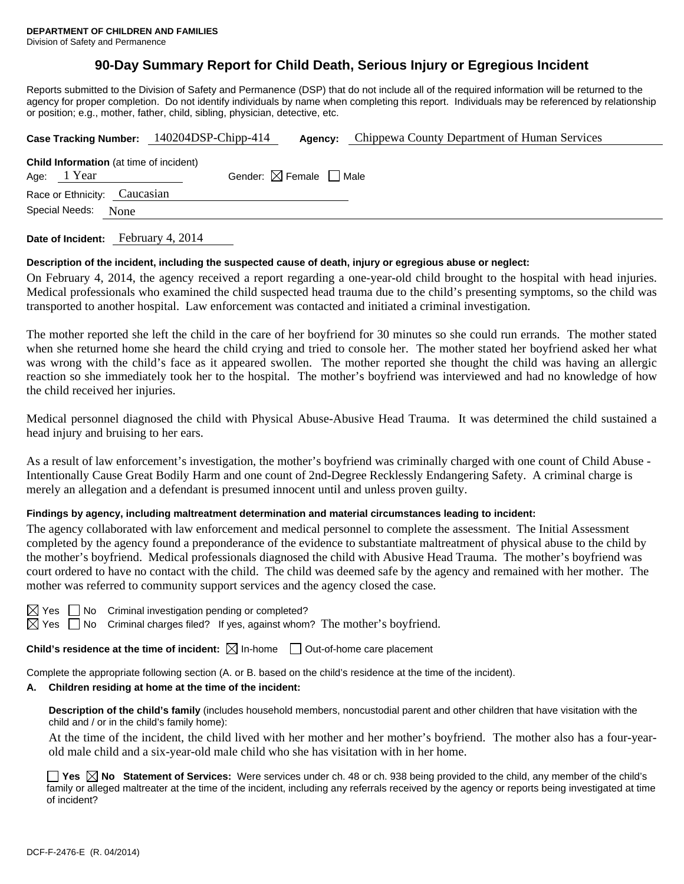**DEPARTMENT OF CHILDREN AND FAMILIES**
Division of Safety and Permanence

# 90-Day Summary Report for Child Death, Serious Injury or Egregious Incident

Reports submitted to the Division of Safety and Permanence (DSP) that do not include all of the required information will be returned to the agency for proper completion. Do not identify individuals by name when completing this report. Individuals may be referenced by relationship or position; e.g., mother, father, child, sibling, physician, detective, etc.

**Case Tracking Number:** 140204DSP-Chipp-414 **Agency:** Chippewa County Department of Human Services

**Child Information** (at time of incident)
Age: 1 Year Gender: ☒ Female ☐ Male
Race or Ethnicity: Caucasian
Special Needs: None

**Date of Incident:** February 4, 2014

**Description of the incident, including the suspected cause of death, injury or egregious abuse or neglect:**

On February 4, 2014, the agency received a report regarding a one-year-old child brought to the hospital with head injuries. Medical professionals who examined the child suspected head trauma due to the child's presenting symptoms, so the child was transported to another hospital. Law enforcement was contacted and initiated a criminal investigation.

The mother reported she left the child in the care of her boyfriend for 30 minutes so she could run errands. The mother stated when she returned home she heard the child crying and tried to console her. The mother stated her boyfriend asked her what was wrong with the child's face as it appeared swollen. The mother reported she thought the child was having an allergic reaction so she immediately took her to the hospital. The mother's boyfriend was interviewed and had no knowledge of how the child received her injuries.

Medical personnel diagnosed the child with Physical Abuse-Abusive Head Trauma. It was determined the child sustained a head injury and bruising to her ears.

As a result of law enforcement's investigation, the mother's boyfriend was criminally charged with one count of Child Abuse - Intentionally Cause Great Bodily Harm and one count of 2nd-Degree Recklessly Endangering Safety. A criminal charge is merely an allegation and a defendant is presumed innocent until and unless proven guilty.

**Findings by agency, including maltreatment determination and material circumstances leading to incident:**

The agency collaborated with law enforcement and medical personnel to complete the assessment. The Initial Assessment completed by the agency found a preponderance of the evidence to substantiate maltreatment of physical abuse to the child by the mother's boyfriend. Medical professionals diagnosed the child with Abusive Head Trauma. The mother's boyfriend was court ordered to have no contact with the child. The child was deemed safe by the agency and remained with her mother. The mother was referred to community support services and the agency closed the case.

☒ Yes ☐ No Criminal investigation pending or completed?
☒ Yes ☐ No Criminal charges filed? If yes, against whom? The mother's boyfriend.

**Child's residence at the time of incident:** ☒ In-home ☐ Out-of-home care placement

Complete the appropriate following section (A. or B. based on the child's residence at the time of the incident).

**A. Children residing at home at the time of the incident:**

**Description of the child's family** (includes household members, noncustodial parent and other children that have visitation with the child and / or in the child's family home):

At the time of the incident, the child lived with her mother and her mother's boyfriend. The mother also has a four-year-old male child and a six-year-old male child who she has visitation with in her home.

☐ **Yes** ☒ **No** **Statement of Services:** Were services under ch. 48 or ch. 938 being provided to the child, any member of the child's family or alleged maltreater at the time of the incident, including any referrals received by the agency or reports being investigated at time of incident?

DCF-F-2476-E (R. 04/2014)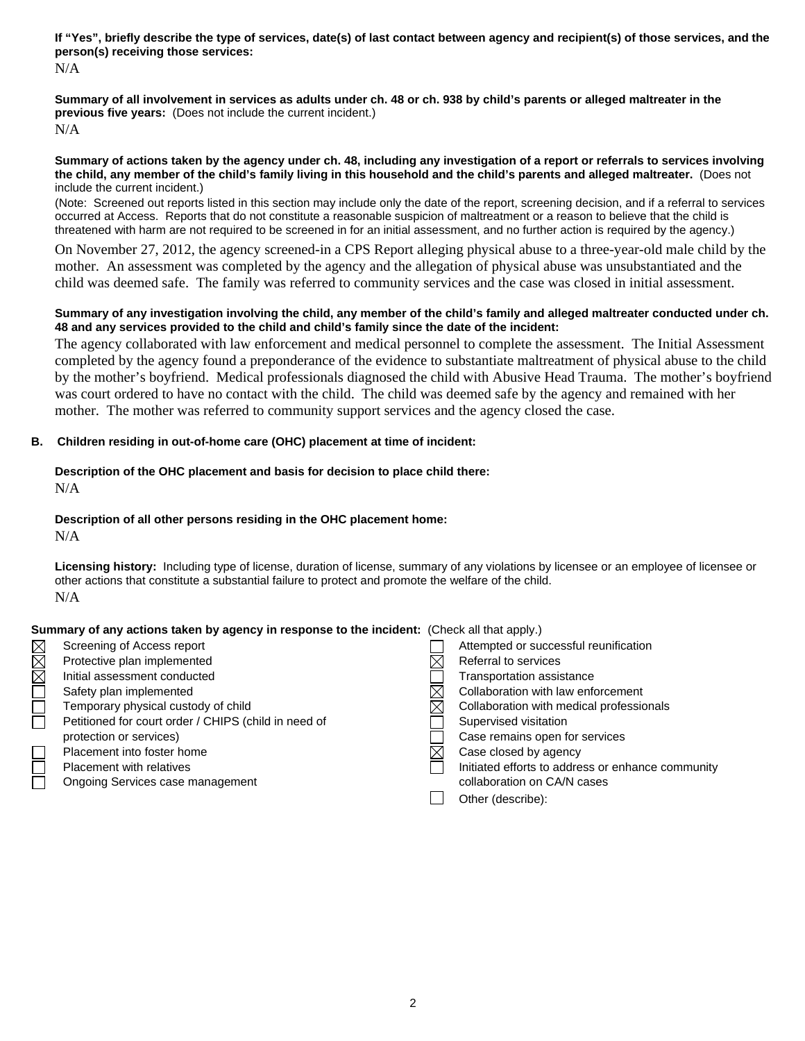**If "Yes", briefly describe the type of services, date(s) of last contact between agency and recipient(s) of those services, and the person(s) receiving those services:**

N/A

**Summary of all involvement in services as adults under ch. 48 or ch. 938 by child's parents or alleged maltreater in the previous five years:** (Does not include the current incident.)

N/A

**Summary of actions taken by the agency under ch. 48, including any investigation of a report or referrals to services involving the child, any member of the child's family living in this household and the child's parents and alleged maltreater.** (Does not include the current incident.)

(Note: Screened out reports listed in this section may include only the date of the report, screening decision, and if a referral to services occurred at Access. Reports that do not constitute a reasonable suspicion of maltreatment or a reason to believe that the child is threatened with harm are not required to be screened in for an initial assessment, and no further action is required by the agency.)

On November 27, 2012, the agency screened-in a CPS Report alleging physical abuse to a three-year-old male child by the mother. An assessment was completed by the agency and the allegation of physical abuse was unsubstantiated and the child was deemed safe. The family was referred to community services and the case was closed in initial assessment.

**Summary of any investigation involving the child, any member of the child's family and alleged maltreater conducted under ch. 48 and any services provided to the child and child's family since the date of the incident:**

The agency collaborated with law enforcement and medical personnel to complete the assessment. The Initial Assessment completed by the agency found a preponderance of the evidence to substantiate maltreatment of physical abuse to the child by the mother's boyfriend. Medical professionals diagnosed the child with Abusive Head Trauma. The mother's boyfriend was court ordered to have no contact with the child. The child was deemed safe by the agency and remained with her mother. The mother was referred to community support services and the agency closed the case.

**B. Children residing in out-of-home care (OHC) placement at time of incident:**

**Description of the OHC placement and basis for decision to place child there:**

N/A

**Description of all other persons residing in the OHC placement home:**

N/A

**Licensing history:** Including type of license, duration of license, summary of any violations by licensee or an employee of licensee or other actions that constitute a substantial failure to protect and promote the welfare of the child.

N/A

**Summary of any actions taken by agency in response to the incident:** (Check all that apply.)

- ☒ Screening of Access report
- ☒ Protective plan implemented
- ☒ Initial assessment conducted
- ☐ Safety plan implemented
- ☐ Temporary physical custody of child
- ☐ Petitioned for court order / CHIPS (child in need of protection or services)
- ☐ Placement into foster home
- ☐ Placement with relatives
- ☐ Ongoing Services case management
- ☐ Attempted or successful reunification
- ☒ Referral to services
- ☐ Transportation assistance
- ☒ Collaboration with law enforcement
- ☒ Collaboration with medical professionals
- ☐ Supervised visitation
- ☐ Case remains open for services
- ☒ Case closed by agency
- ☐ Initiated efforts to address or enhance community collaboration on CA/N cases
- ☐ Other (describe):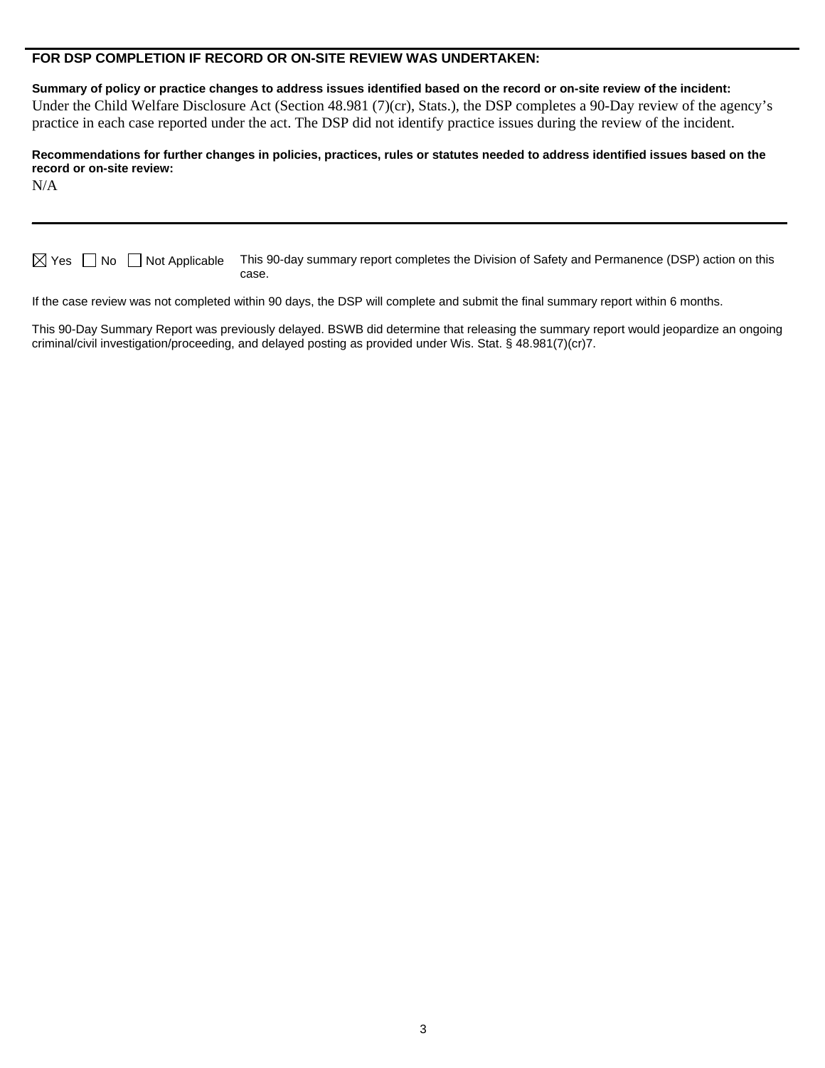**FOR DSP COMPLETION IF RECORD OR ON-SITE REVIEW WAS UNDERTAKEN:**

**Summary of policy or practice changes to address issues identified based on the record or on-site review of the incident:**

Under the Child Welfare Disclosure Act (Section 48.981 (7)(cr), Stats.), the DSP completes a 90-Day review of the agency's practice in each case reported under the act. The DSP did not identify practice issues during the review of the incident.

**Recommendations for further changes in policies, practices, rules or statutes needed to address identified issues based on the record or on-site review:**

N/A

---

☒ Yes ☐ No ☐ Not Applicable This 90-day summary report completes the Division of Safety and Permanence (DSP) action on this case.

If the case review was not completed within 90 days, the DSP will complete and submit the final summary report within 6 months.

This 90-Day Summary Report was previously delayed. BSWB did determine that releasing the summary report would jeopardize an ongoing criminal/civil investigation/proceeding, and delayed posting as provided under Wis. Stat. § 48.981(7)(cr)7.